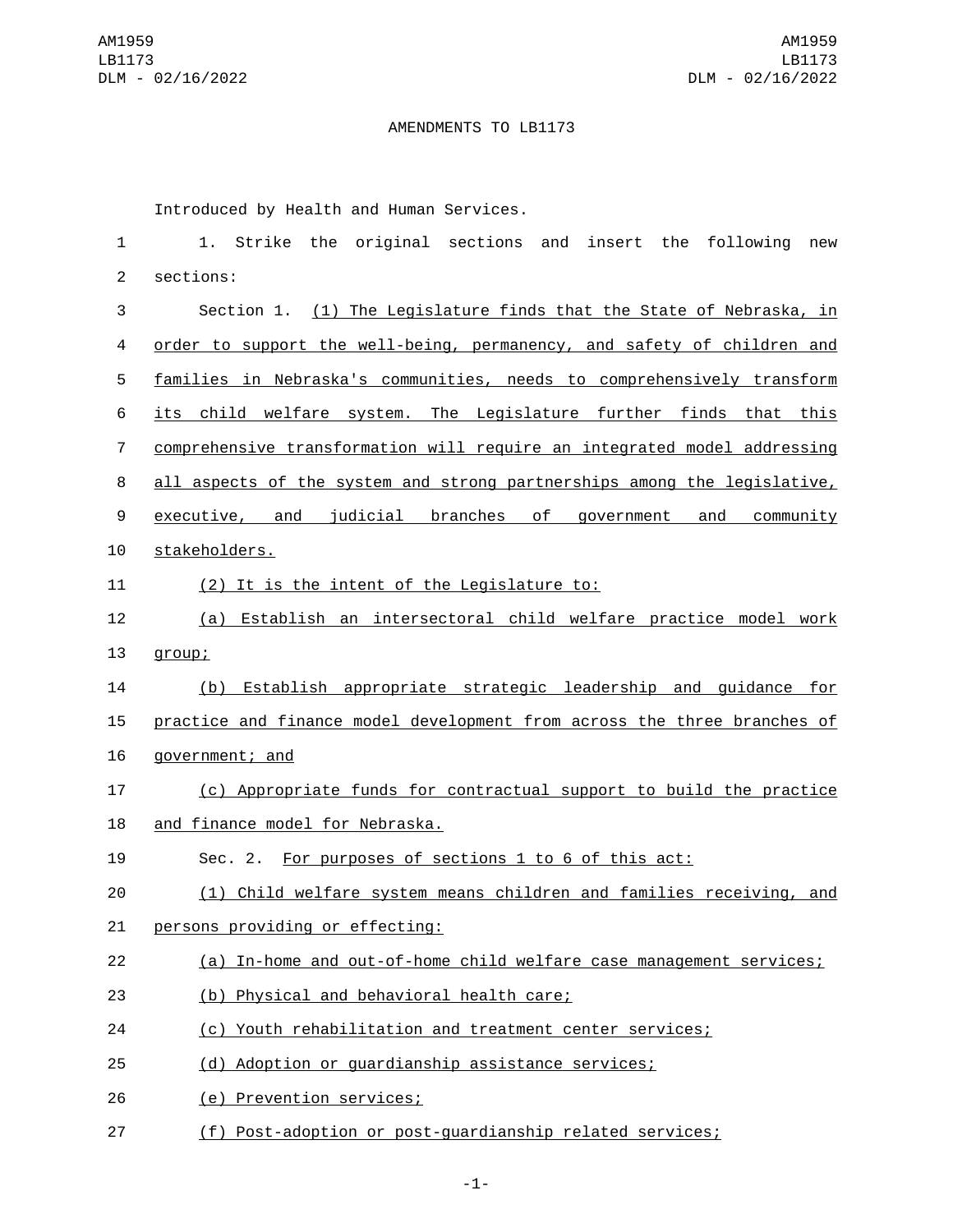AMENDMENTS TO LB1173

Introduced by Health and Human Services.

1. Strike the original sections and insert the following new sections:

Section 1. (1) The Legislature finds that the State of Nebraska, in order to support the well-being, permanency, and safety of children and families in Nebraska's communities, needs to comprehensively transform its child welfare system. The Legislature further finds that this comprehensive transformation will require an integrated model addressing all aspects of the system and strong partnerships among the legislative, executive, and judicial branches of government and community stakeholders.

(2) It is the intent of the Legislature to:

(a) Establish an intersectoral child welfare practice model work group;

(b) Establish appropriate strategic leadership and guidance for practice and finance model development from across the three branches of government; and

(c) Appropriate funds for contractual support to build the practice and finance model for Nebraska.

Sec. 2. For purposes of sections 1 to 6 of this act:

(1) Child welfare system means children and families receiving, and persons providing or effecting:

(a) In-home and out-of-home child welfare case management services;

(b) Physical and behavioral health care;

(c) Youth rehabilitation and treatment center services;

(d) Adoption or guardianship assistance services;

(e) Prevention services;

(f) Post-adoption or post-guardianship related services;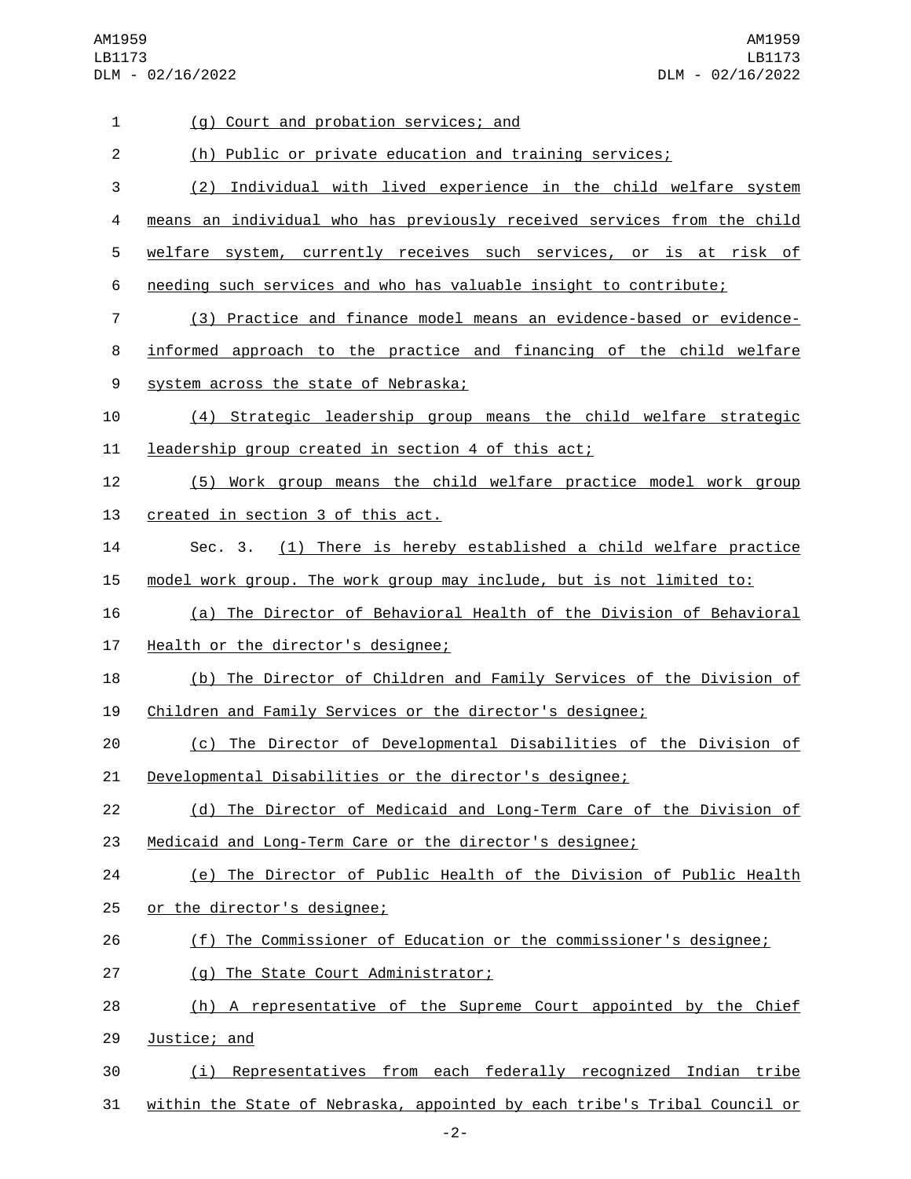(g) Court and probation services; and

(h) Public or private education and training services;

(2) Individual with lived experience in the child welfare system means an individual who has previously received services from the child welfare system, currently receives such services, or is at risk of needing such services and who has valuable insight to contribute;

(3) Practice and finance model means an evidence-based or evidence-informed approach to the practice and financing of the child welfare system across the state of Nebraska;

(4) Strategic leadership group means the child welfare strategic leadership group created in section 4 of this act;

(5) Work group means the child welfare practice model work group created in section 3 of this act.

Sec. 3. (1) There is hereby established a child welfare practice model work group. The work group may include, but is not limited to:

(a) The Director of Behavioral Health of the Division of Behavioral Health or the director's designee;

(b) The Director of Children and Family Services of the Division of Children and Family Services or the director's designee;

(c) The Director of Developmental Disabilities of the Division of Developmental Disabilities or the director's designee;

(d) The Director of Medicaid and Long-Term Care of the Division of Medicaid and Long-Term Care or the director's designee;

(e) The Director of Public Health of the Division of Public Health or the director's designee;

(f) The Commissioner of Education or the commissioner's designee;

(g) The State Court Administrator;

(h) A representative of the Supreme Court appointed by the Chief Justice; and

(i) Representatives from each federally recognized Indian tribe within the State of Nebraska, appointed by each tribe's Tribal Council or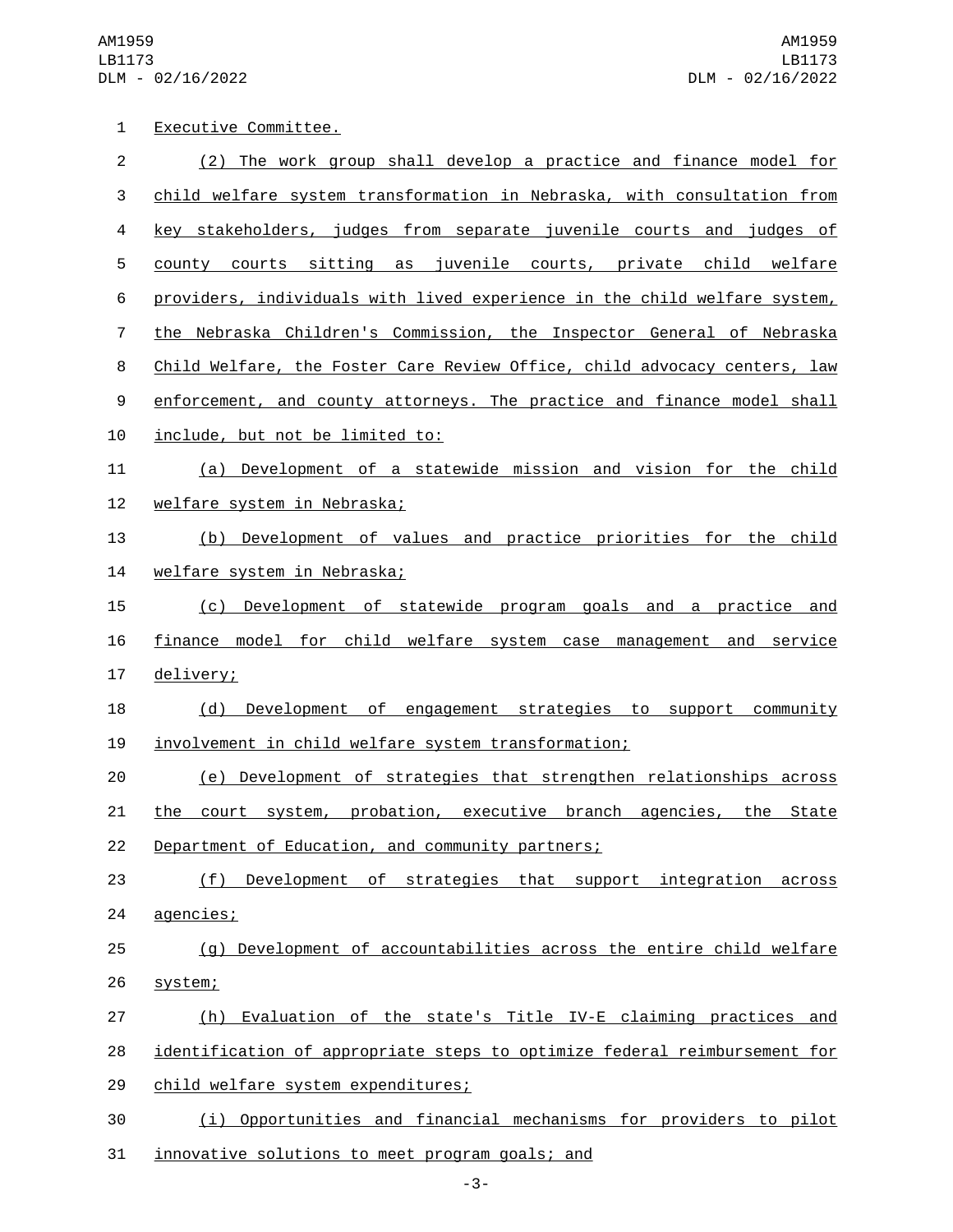Executive Committee.

(2) The work group shall develop a practice and finance model for child welfare system transformation in Nebraska, with consultation from key stakeholders, judges from separate juvenile courts and judges of county courts sitting as juvenile courts, private child welfare providers, individuals with lived experience in the child welfare system, the Nebraska Children's Commission, the Inspector General of Nebraska Child Welfare, the Foster Care Review Office, child advocacy centers, law enforcement, and county attorneys. The practice and finance model shall include, but not be limited to:

(a) Development of a statewide mission and vision for the child welfare system in Nebraska;

(b) Development of values and practice priorities for the child welfare system in Nebraska;

(c) Development of statewide program goals and a practice and finance model for child welfare system case management and service delivery;

(d) Development of engagement strategies to support community involvement in child welfare system transformation;

(e) Development of strategies that strengthen relationships across the court system, probation, executive branch agencies, the State Department of Education, and community partners;

(f) Development of strategies that support integration across agencies;

(g) Development of accountabilities across the entire child welfare system;

(h) Evaluation of the state's Title IV-E claiming practices and identification of appropriate steps to optimize federal reimbursement for child welfare system expenditures;

(i) Opportunities and financial mechanisms for providers to pilot innovative solutions to meet program goals; and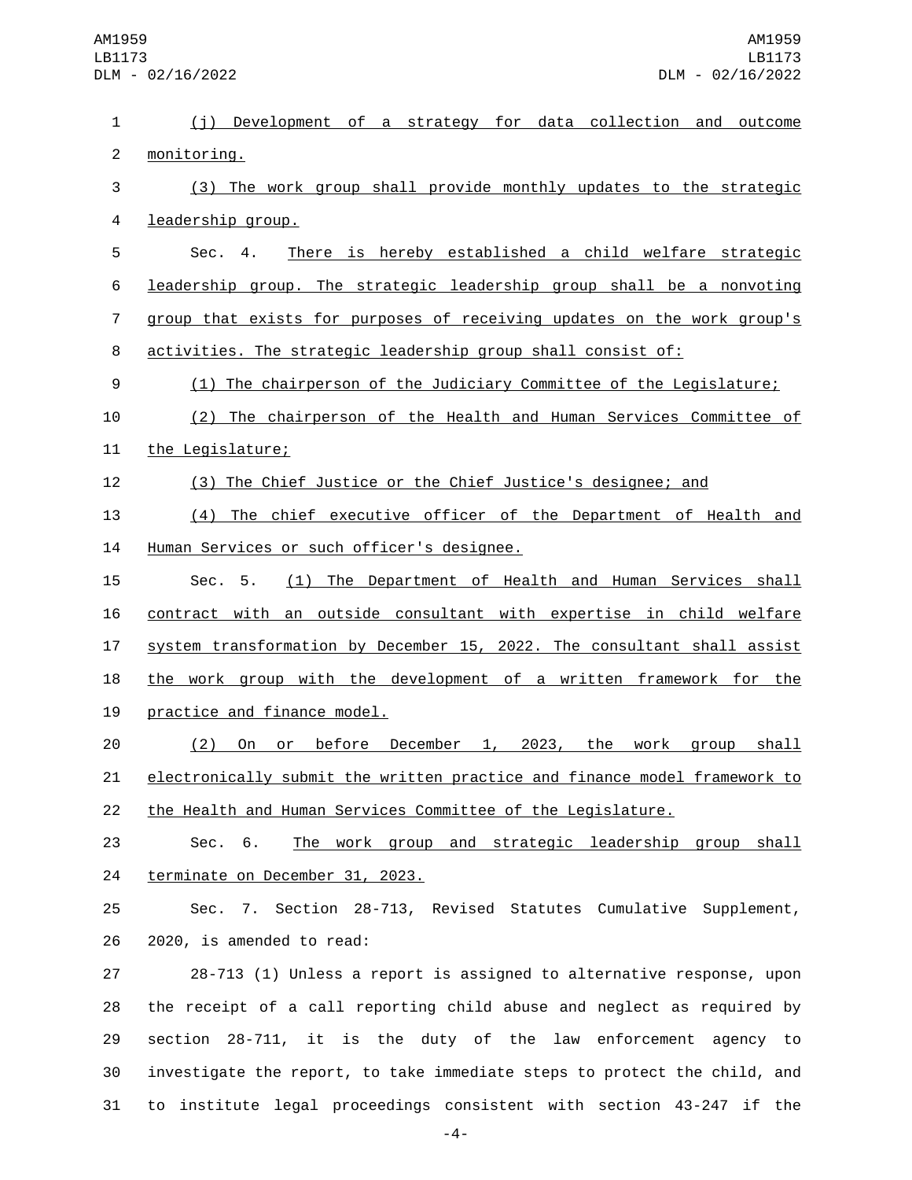(j) Development of a strategy for data collection and outcome monitoring.

(3) The work group shall provide monthly updates to the strategic leadership group.

Sec. 4. There is hereby established a child welfare strategic leadership group. The strategic leadership group shall be a nonvoting group that exists for purposes of receiving updates on the work group's activities. The strategic leadership group shall consist of:

(1) The chairperson of the Judiciary Committee of the Legislature;

(2) The chairperson of the Health and Human Services Committee of the Legislature;

(3) The Chief Justice or the Chief Justice's designee; and

(4) The chief executive officer of the Department of Health and Human Services or such officer's designee.

Sec. 5. (1) The Department of Health and Human Services shall contract with an outside consultant with expertise in child welfare system transformation by December 15, 2022. The consultant shall assist the work group with the development of a written framework for the practice and finance model.

(2) On or before December 1, 2023, the work group shall electronically submit the written practice and finance model framework to the Health and Human Services Committee of the Legislature.

Sec. 6. The work group and strategic leadership group shall terminate on December 31, 2023.

Sec. 7. Section 28-713, Revised Statutes Cumulative Supplement, 2020, is amended to read:

28-713 (1) Unless a report is assigned to alternative response, upon the receipt of a call reporting child abuse and neglect as required by section 28-711, it is the duty of the law enforcement agency to investigate the report, to take immediate steps to protect the child, and to institute legal proceedings consistent with section 43-247 if the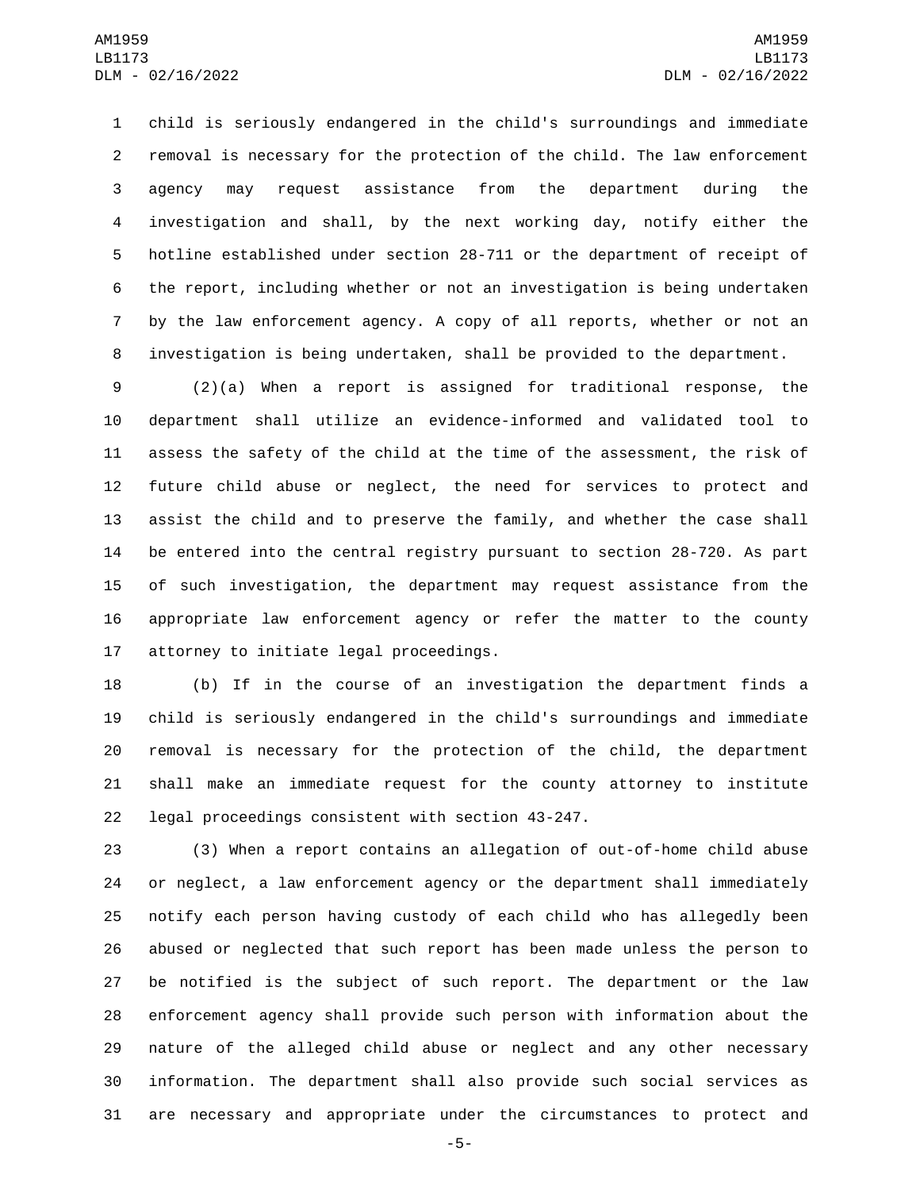child is seriously endangered in the child's surroundings and immediate removal is necessary for the protection of the child. The law enforcement agency may request assistance from the department during the investigation and shall, by the next working day, notify either the hotline established under section 28-711 or the department of receipt of the report, including whether or not an investigation is being undertaken by the law enforcement agency. A copy of all reports, whether or not an investigation is being undertaken, shall be provided to the department.

(2)(a) When a report is assigned for traditional response, the department shall utilize an evidence-informed and validated tool to assess the safety of the child at the time of the assessment, the risk of future child abuse or neglect, the need for services to protect and assist the child and to preserve the family, and whether the case shall be entered into the central registry pursuant to section 28-720. As part of such investigation, the department may request assistance from the appropriate law enforcement agency or refer the matter to the county attorney to initiate legal proceedings.

(b) If in the course of an investigation the department finds a child is seriously endangered in the child's surroundings and immediate removal is necessary for the protection of the child, the department shall make an immediate request for the county attorney to institute legal proceedings consistent with section 43-247.

(3) When a report contains an allegation of out-of-home child abuse or neglect, a law enforcement agency or the department shall immediately notify each person having custody of each child who has allegedly been abused or neglected that such report has been made unless the person to be notified is the subject of such report. The department or the law enforcement agency shall provide such person with information about the nature of the alleged child abuse or neglect and any other necessary information. The department shall also provide such social services as are necessary and appropriate under the circumstances to protect and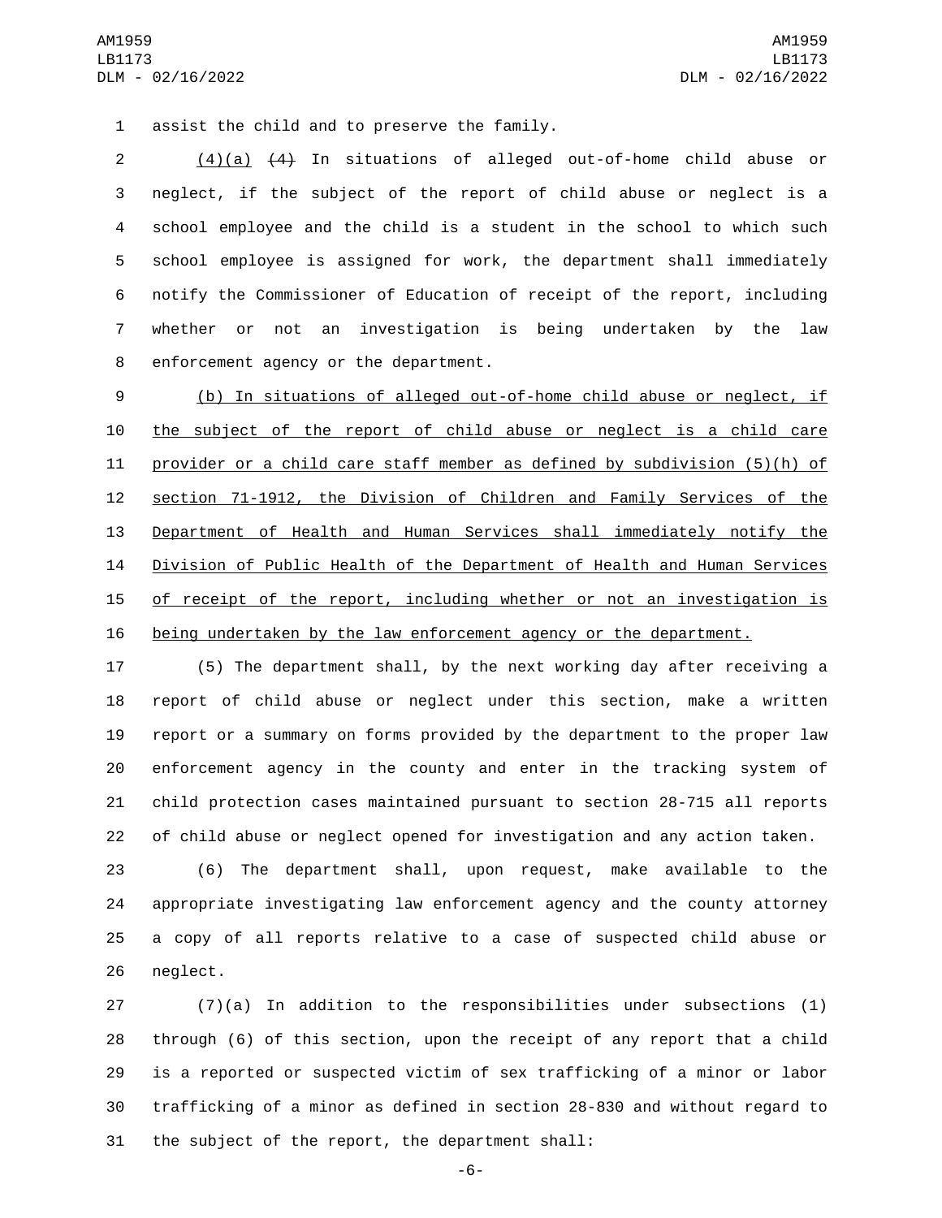assist the child and to preserve the family.

(4)(a) ~~(4)~~ In situations of alleged out-of-home child abuse or neglect, if the subject of the report of child abuse or neglect is a school employee and the child is a student in the school to which such school employee is assigned for work, the department shall immediately notify the Commissioner of Education of receipt of the report, including whether or not an investigation is being undertaken by the law enforcement agency or the department.

(b) In situations of alleged out-of-home child abuse or neglect, if the subject of the report of child abuse or neglect is a child care provider or a child care staff member as defined by subdivision (5)(h) of section 71-1912, the Division of Children and Family Services of the Department of Health and Human Services shall immediately notify the Division of Public Health of the Department of Health and Human Services of receipt of the report, including whether or not an investigation is being undertaken by the law enforcement agency or the department.

(5) The department shall, by the next working day after receiving a report of child abuse or neglect under this section, make a written report or a summary on forms provided by the department to the proper law enforcement agency in the county and enter in the tracking system of child protection cases maintained pursuant to section 28-715 all reports of child abuse or neglect opened for investigation and any action taken.

(6) The department shall, upon request, make available to the appropriate investigating law enforcement agency and the county attorney a copy of all reports relative to a case of suspected child abuse or neglect.

(7)(a) In addition to the responsibilities under subsections (1) through (6) of this section, upon the receipt of any report that a child is a reported or suspected victim of sex trafficking of a minor or labor trafficking of a minor as defined in section 28-830 and without regard to the subject of the report, the department shall: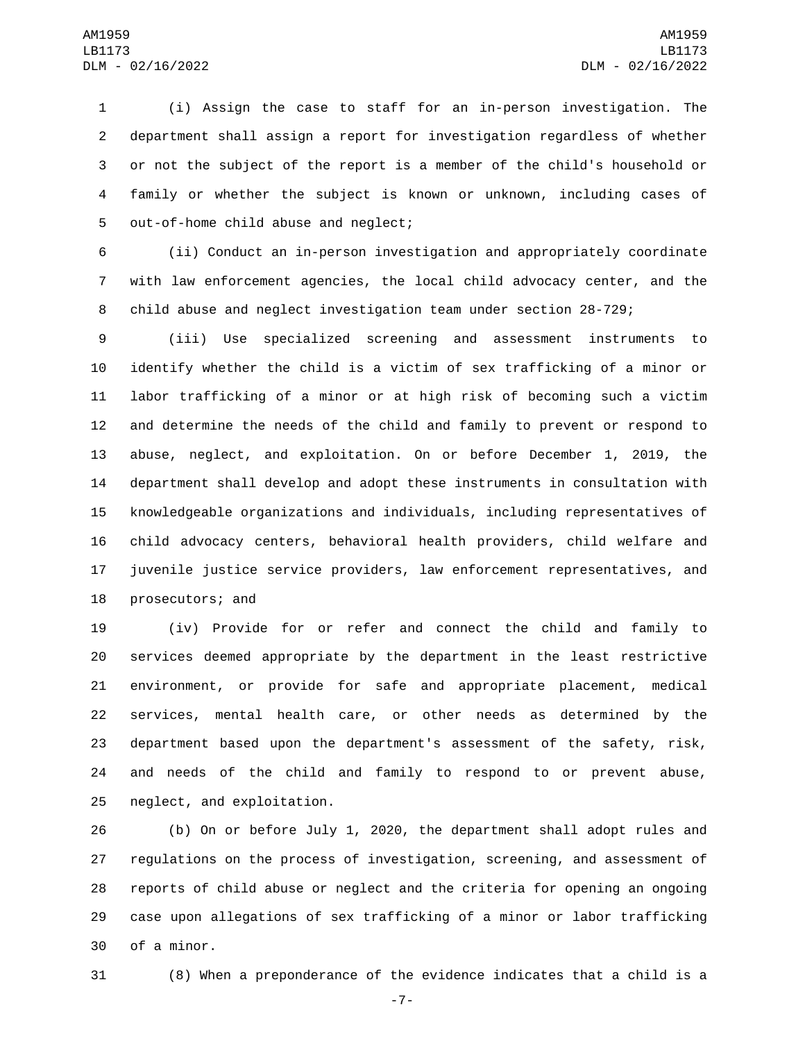(i) Assign the case to staff for an in-person investigation. The department shall assign a report for investigation regardless of whether or not the subject of the report is a member of the child's household or family or whether the subject is known or unknown, including cases of out-of-home child abuse and neglect;

(ii) Conduct an in-person investigation and appropriately coordinate with law enforcement agencies, the local child advocacy center, and the child abuse and neglect investigation team under section 28-729;

(iii) Use specialized screening and assessment instruments to identify whether the child is a victim of sex trafficking of a minor or labor trafficking of a minor or at high risk of becoming such a victim and determine the needs of the child and family to prevent or respond to abuse, neglect, and exploitation. On or before December 1, 2019, the department shall develop and adopt these instruments in consultation with knowledgeable organizations and individuals, including representatives of child advocacy centers, behavioral health providers, child welfare and juvenile justice service providers, law enforcement representatives, and prosecutors; and

(iv) Provide for or refer and connect the child and family to services deemed appropriate by the department in the least restrictive environment, or provide for safe and appropriate placement, medical services, mental health care, or other needs as determined by the department based upon the department's assessment of the safety, risk, and needs of the child and family to respond to or prevent abuse, neglect, and exploitation.

(b) On or before July 1, 2020, the department shall adopt rules and regulations on the process of investigation, screening, and assessment of reports of child abuse or neglect and the criteria for opening an ongoing case upon allegations of sex trafficking of a minor or labor trafficking of a minor.

(8) When a preponderance of the evidence indicates that a child is a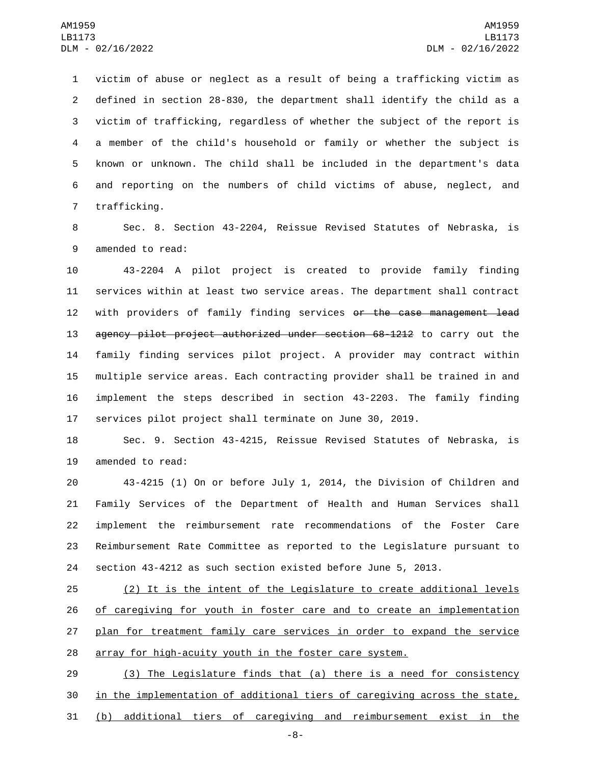victim of abuse or neglect as a result of being a trafficking victim as defined in section 28-830, the department shall identify the child as a victim of trafficking, regardless of whether the subject of the report is a member of the child's household or family or whether the subject is known or unknown. The child shall be included in the department's data and reporting on the numbers of child victims of abuse, neglect, and trafficking.

Sec. 8. Section 43-2204, Reissue Revised Statutes of Nebraska, is amended to read:

43-2204 A pilot project is created to provide family finding services within at least two service areas. The department shall contract with providers of family finding services ~~or the case management lead agency pilot project authorized under section 68-1212~~ to carry out the family finding services pilot project. A provider may contract within multiple service areas. Each contracting provider shall be trained in and implement the steps described in section 43-2203. The family finding services pilot project shall terminate on June 30, 2019.

Sec. 9. Section 43-4215, Reissue Revised Statutes of Nebraska, is amended to read:

43-4215 (1) On or before July 1, 2014, the Division of Children and Family Services of the Department of Health and Human Services shall implement the reimbursement rate recommendations of the Foster Care Reimbursement Rate Committee as reported to the Legislature pursuant to section 43-4212 as such section existed before June 5, 2013.

<u>(2) It is the intent of the Legislature to create additional levels of caregiving for youth in foster care and to create an implementation plan for treatment family care services in order to expand the service array for high-acuity youth in the foster care system.</u>

<u>(3) The Legislature finds that (a) there is a need for consistency in the implementation of additional tiers of caregiving across the state, (b) additional tiers of caregiving and reimbursement exist in the</u>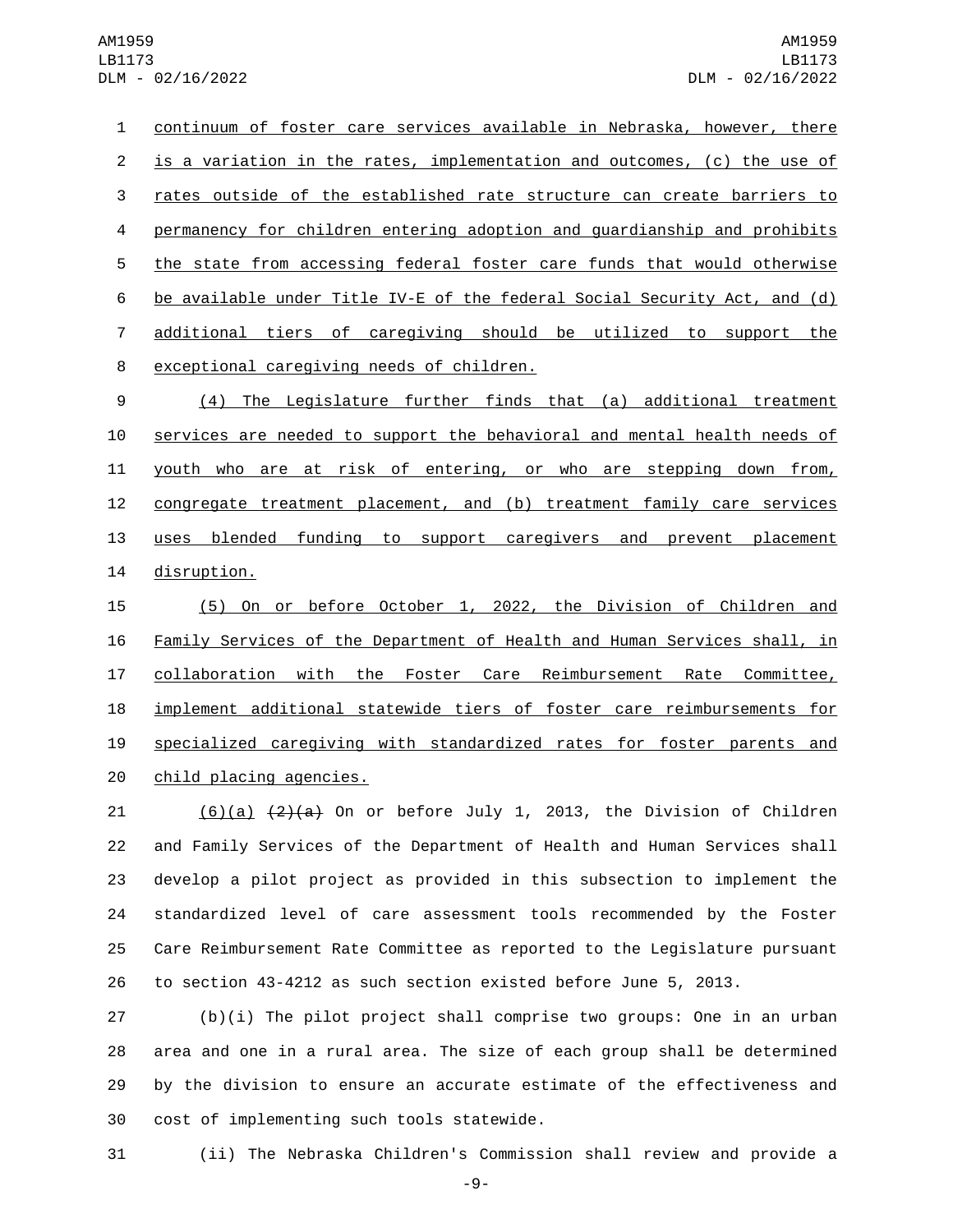continuum of foster care services available in Nebraska, however, there is a variation in the rates, implementation and outcomes, (c) the use of rates outside of the established rate structure can create barriers to permanency for children entering adoption and guardianship and prohibits the state from accessing federal foster care funds that would otherwise be available under Title IV-E of the federal Social Security Act, and (d) additional tiers of caregiving should be utilized to support the exceptional caregiving needs of children.

(4) The Legislature further finds that (a) additional treatment services are needed to support the behavioral and mental health needs of youth who are at risk of entering, or who are stepping down from, congregate treatment placement, and (b) treatment family care services uses blended funding to support caregivers and prevent placement disruption.

(5) On or before October 1, 2022, the Division of Children and Family Services of the Department of Health and Human Services shall, in collaboration with the Foster Care Reimbursement Rate Committee, implement additional statewide tiers of foster care reimbursements for specialized caregiving with standardized rates for foster parents and child placing agencies.

(6)(a) ~~(2)(a)~~ On or before July 1, 2013, the Division of Children and Family Services of the Department of Health and Human Services shall develop a pilot project as provided in this subsection to implement the standardized level of care assessment tools recommended by the Foster Care Reimbursement Rate Committee as reported to the Legislature pursuant to section 43-4212 as such section existed before June 5, 2013.

(b)(i) The pilot project shall comprise two groups: One in an urban area and one in a rural area. The size of each group shall be determined by the division to ensure an accurate estimate of the effectiveness and cost of implementing such tools statewide.

(ii) The Nebraska Children's Commission shall review and provide a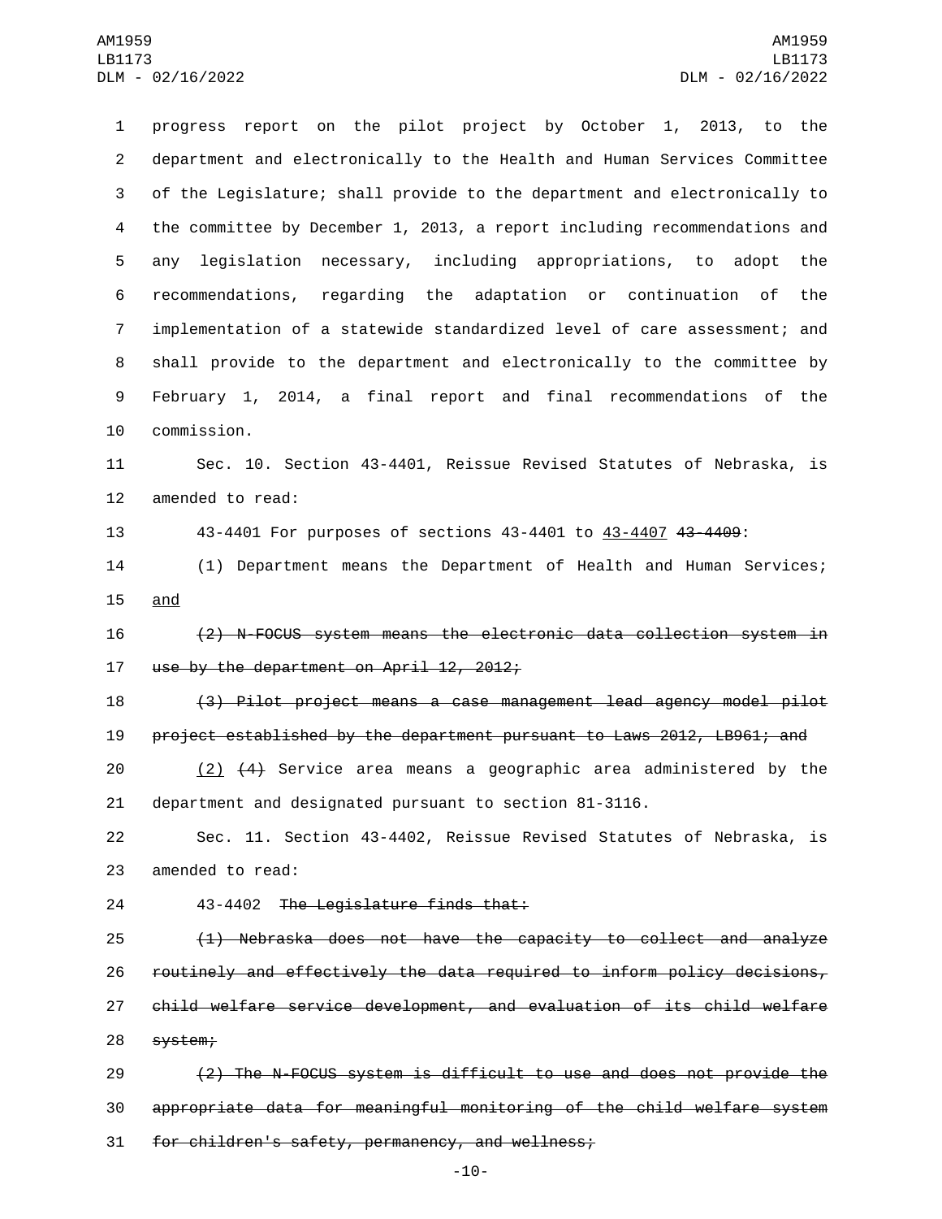progress report on the pilot project by October 1, 2013, to the department and electronically to the Health and Human Services Committee of the Legislature; shall provide to the department and electronically to the committee by December 1, 2013, a report including recommendations and any legislation necessary, including appropriations, to adopt the recommendations, regarding the adaptation or continuation of the implementation of a statewide standardized level of care assessment; and shall provide to the department and electronically to the committee by February 1, 2014, a final report and final recommendations of the commission.

Sec. 10. Section 43-4401, Reissue Revised Statutes of Nebraska, is amended to read:

43-4401 For purposes of sections 43-4401 to <u>43-4407</u> ~~43-4409~~:

(1) Department means the Department of Health and Human Services; <u>and</u>

~~(2) N-FOCUS system means the electronic data collection system in use by the department on April 12, 2012;~~

~~(3) Pilot project means a case management lead agency model pilot project established by the department pursuant to Laws 2012, LB961; and~~

<u>(2)</u> ~~(4)~~ Service area means a geographic area administered by the department and designated pursuant to section 81-3116.

Sec. 11. Section 43-4402, Reissue Revised Statutes of Nebraska, is amended to read:

43-4402 ~~The Legislature finds that:~~

~~(1) Nebraska does not have the capacity to collect and analyze routinely and effectively the data required to inform policy decisions, child welfare service development, and evaluation of its child welfare system;~~

~~(2) The N-FOCUS system is difficult to use and does not provide the appropriate data for meaningful monitoring of the child welfare system for children's safety, permanency, and wellness;~~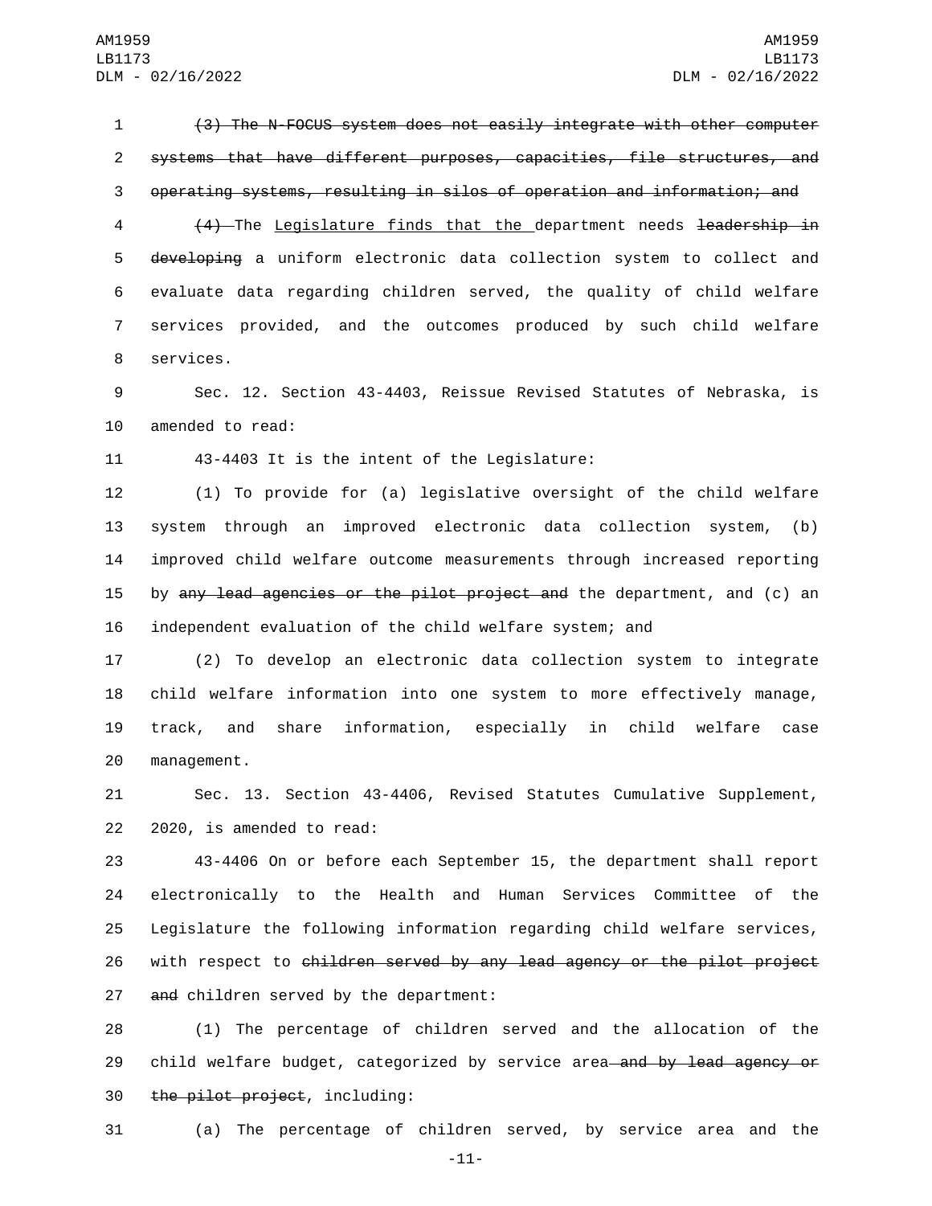~~(3) The N-FOCUS system does not easily integrate with other computer systems that have different purposes, capacities, file structures, and operating systems, resulting in silos of operation and information; and~~

~~(4)~~ The Legislature finds that the department needs ~~leadership in developing~~ a uniform electronic data collection system to collect and evaluate data regarding children served, the quality of child welfare services provided, and the outcomes produced by such child welfare services.

Sec. 12. Section 43-4403, Reissue Revised Statutes of Nebraska, is amended to read:

43-4403 It is the intent of the Legislature:

(1) To provide for (a) legislative oversight of the child welfare system through an improved electronic data collection system, (b) improved child welfare outcome measurements through increased reporting by ~~any lead agencies or the pilot project and~~ the department, and (c) an independent evaluation of the child welfare system; and

(2) To develop an electronic data collection system to integrate child welfare information into one system to more effectively manage, track, and share information, especially in child welfare case management.

Sec. 13. Section 43-4406, Revised Statutes Cumulative Supplement, 2020, is amended to read:

43-4406 On or before each September 15, the department shall report electronically to the Health and Human Services Committee of the Legislature the following information regarding child welfare services, with respect to ~~children served by any lead agency or the pilot project and~~ children served by the department:

(1) The percentage of children served and the allocation of the child welfare budget, categorized by service area ~~and by lead agency or the pilot project~~, including:

(a) The percentage of children served, by service area and the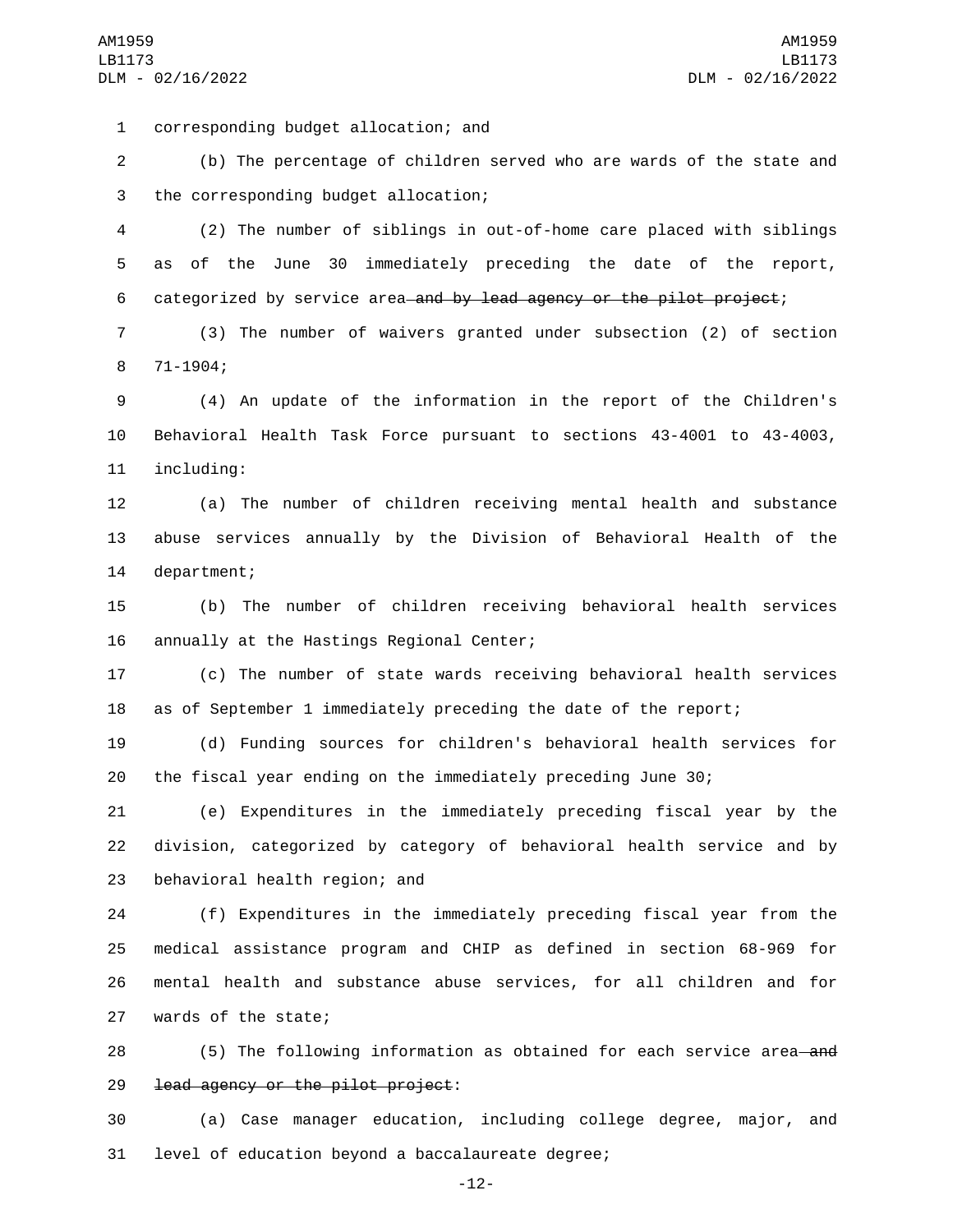corresponding budget allocation; and

(b) The percentage of children served who are wards of the state and the corresponding budget allocation;

(2) The number of siblings in out-of-home care placed with siblings as of the June 30 immediately preceding the date of the report, categorized by service area~~ and by lead agency or the pilot project~~;

(3) The number of waivers granted under subsection (2) of section 71-1904;

(4) An update of the information in the report of the Children's Behavioral Health Task Force pursuant to sections 43-4001 to 43-4003, including:

(a) The number of children receiving mental health and substance abuse services annually by the Division of Behavioral Health of the department;

(b) The number of children receiving behavioral health services annually at the Hastings Regional Center;

(c) The number of state wards receiving behavioral health services as of September 1 immediately preceding the date of the report;

(d) Funding sources for children's behavioral health services for the fiscal year ending on the immediately preceding June 30;

(e) Expenditures in the immediately preceding fiscal year by the division, categorized by category of behavioral health service and by behavioral health region; and

(f) Expenditures in the immediately preceding fiscal year from the medical assistance program and CHIP as defined in section 68-969 for mental health and substance abuse services, for all children and for wards of the state;

(5) The following information as obtained for each service area~~ and lead agency or the pilot project~~:

(a) Case manager education, including college degree, major, and level of education beyond a baccalaureate degree;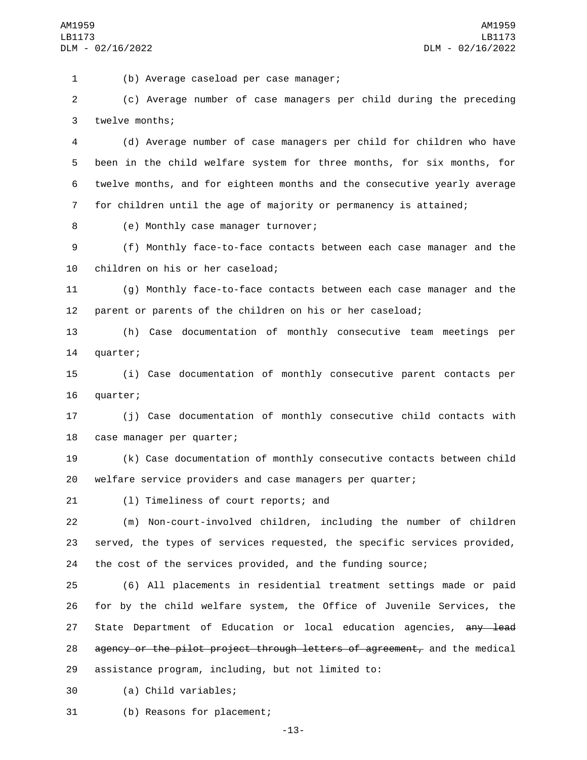(b) Average caseload per case manager;

(c) Average number of case managers per child during the preceding twelve months;

(d) Average number of case managers per child for children who have been in the child welfare system for three months, for six months, for twelve months, and for eighteen months and the consecutive yearly average for children until the age of majority or permanency is attained;

(e) Monthly case manager turnover;

(f) Monthly face-to-face contacts between each case manager and the children on his or her caseload;

(g) Monthly face-to-face contacts between each case manager and the parent or parents of the children on his or her caseload;

(h) Case documentation of monthly consecutive team meetings per quarter;

(i) Case documentation of monthly consecutive parent contacts per quarter;

(j) Case documentation of monthly consecutive child contacts with case manager per quarter;

(k) Case documentation of monthly consecutive contacts between child welfare service providers and case managers per quarter;

(l) Timeliness of court reports; and

(m) Non-court-involved children, including the number of children served, the types of services requested, the specific services provided, the cost of the services provided, and the funding source;

(6) All placements in residential treatment settings made or paid for by the child welfare system, the Office of Juvenile Services, the State Department of Education or local education agencies, ~~any lead agency or the pilot project through letters of agreement,~~ and the medical assistance program, including, but not limited to:

(a) Child variables;

(b) Reasons for placement;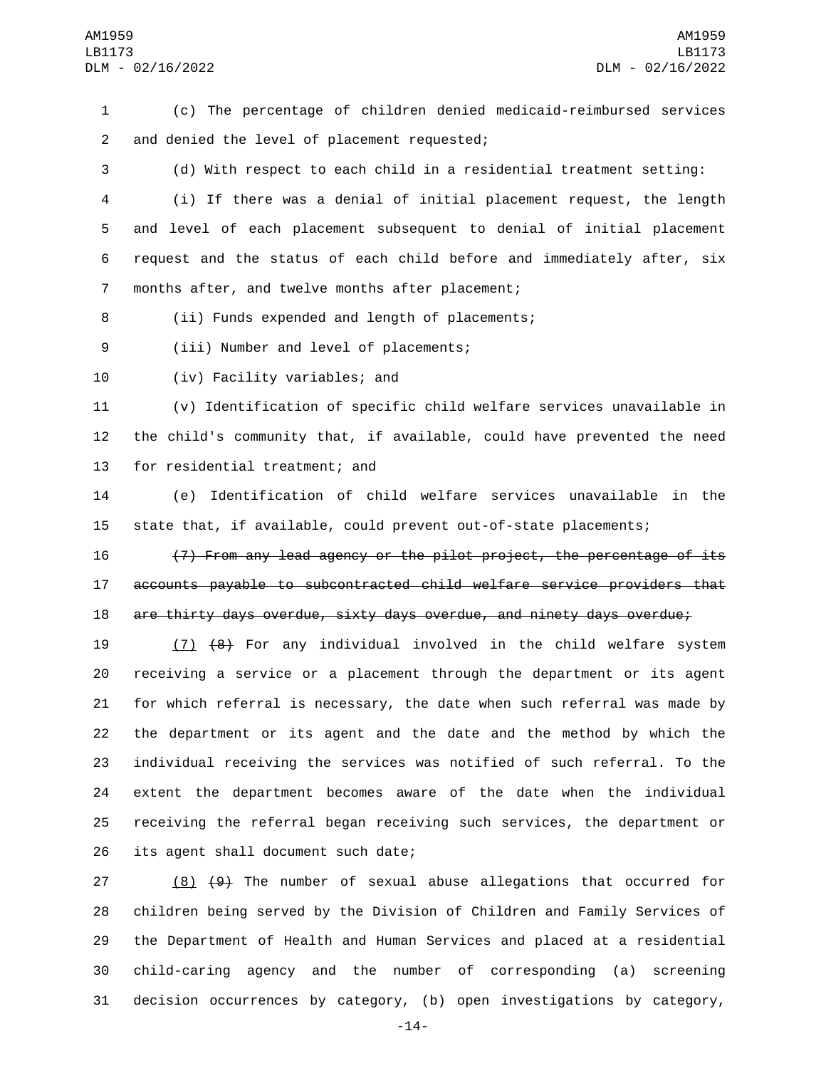(c) The percentage of children denied medicaid-reimbursed services and denied the level of placement requested;

(d) With respect to each child in a residential treatment setting:

(i) If there was a denial of initial placement request, the length and level of each placement subsequent to denial of initial placement request and the status of each child before and immediately after, six months after, and twelve months after placement;

(ii) Funds expended and length of placements;

(iii) Number and level of placements;

(iv) Facility variables; and

(v) Identification of specific child welfare services unavailable in the child's community that, if available, could have prevented the need for residential treatment; and

(e) Identification of child welfare services unavailable in the state that, if available, could prevent out-of-state placements;

~~(7) From any lead agency or the pilot project, the percentage of its accounts payable to subcontracted child welfare service providers that are thirty days overdue, sixty days overdue, and ninety days overdue;~~

(7) ~~(8)~~ For any individual involved in the child welfare system receiving a service or a placement through the department or its agent for which referral is necessary, the date when such referral was made by the department or its agent and the date and the method by which the individual receiving the services was notified of such referral. To the extent the department becomes aware of the date when the individual receiving the referral began receiving such services, the department or its agent shall document such date;

(8) ~~(9)~~ The number of sexual abuse allegations that occurred for children being served by the Division of Children and Family Services of the Department of Health and Human Services and placed at a residential child-caring agency and the number of corresponding (a) screening decision occurrences by category, (b) open investigations by category,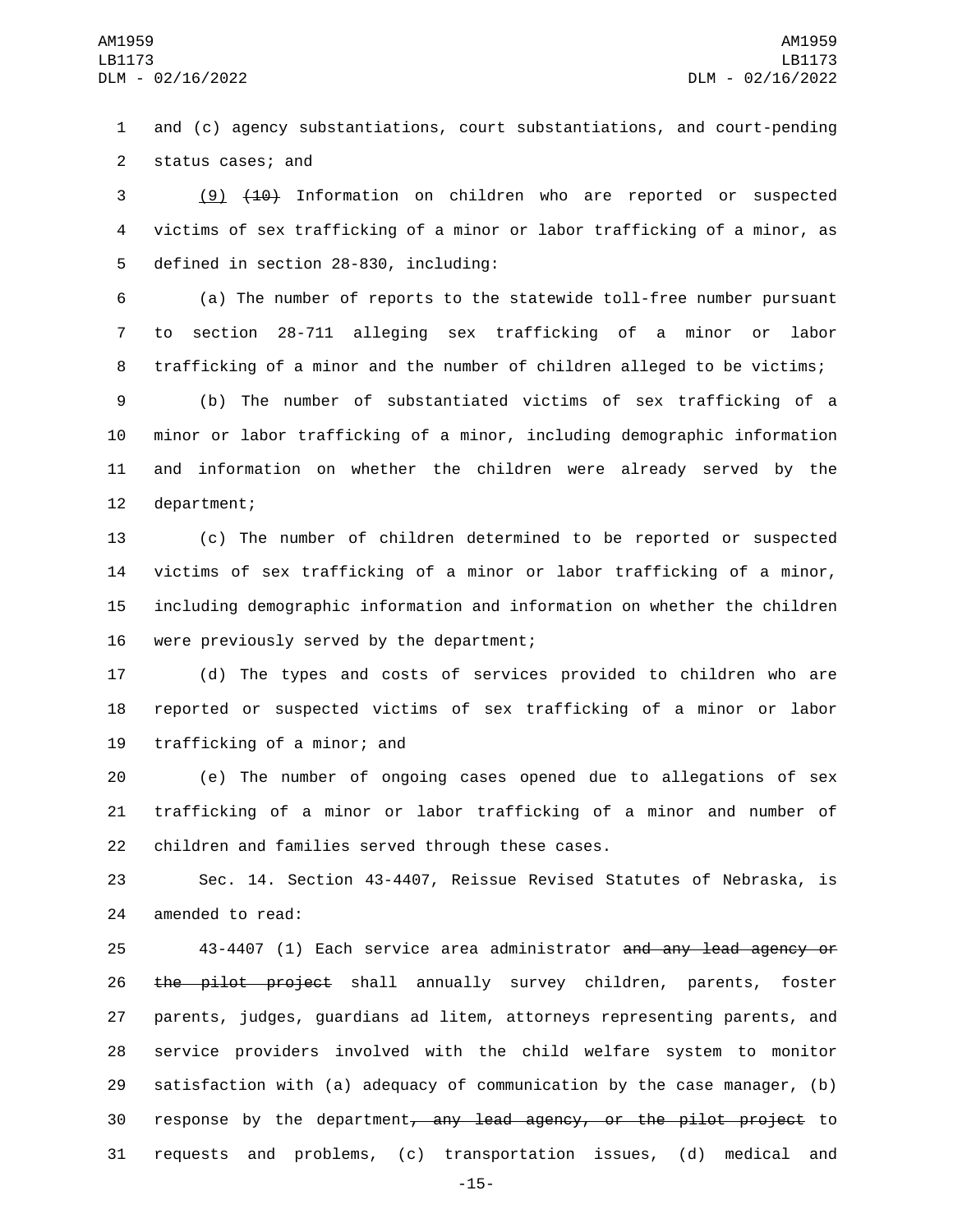and (c) agency substantiations, court substantiations, and court-pending status cases; and

(9) ~~(10)~~ Information on children who are reported or suspected victims of sex trafficking of a minor or labor trafficking of a minor, as defined in section 28-830, including:

(a) The number of reports to the statewide toll-free number pursuant to section 28-711 alleging sex trafficking of a minor or labor trafficking of a minor and the number of children alleged to be victims;

(b) The number of substantiated victims of sex trafficking of a minor or labor trafficking of a minor, including demographic information and information on whether the children were already served by the department;

(c) The number of children determined to be reported or suspected victims of sex trafficking of a minor or labor trafficking of a minor, including demographic information and information on whether the children were previously served by the department;

(d) The types and costs of services provided to children who are reported or suspected victims of sex trafficking of a minor or labor trafficking of a minor; and

(e) The number of ongoing cases opened due to allegations of sex trafficking of a minor or labor trafficking of a minor and number of children and families served through these cases.

Sec. 14. Section 43-4407, Reissue Revised Statutes of Nebraska, is amended to read:

43-4407 (1) Each service area administrator ~~and any lead agency or the pilot project~~ shall annually survey children, parents, foster parents, judges, guardians ad litem, attorneys representing parents, and service providers involved with the child welfare system to monitor satisfaction with (a) adequacy of communication by the case manager, (b) response by the department~~, any lead agency, or the pilot project~~ to requests and problems, (c) transportation issues, (d) medical and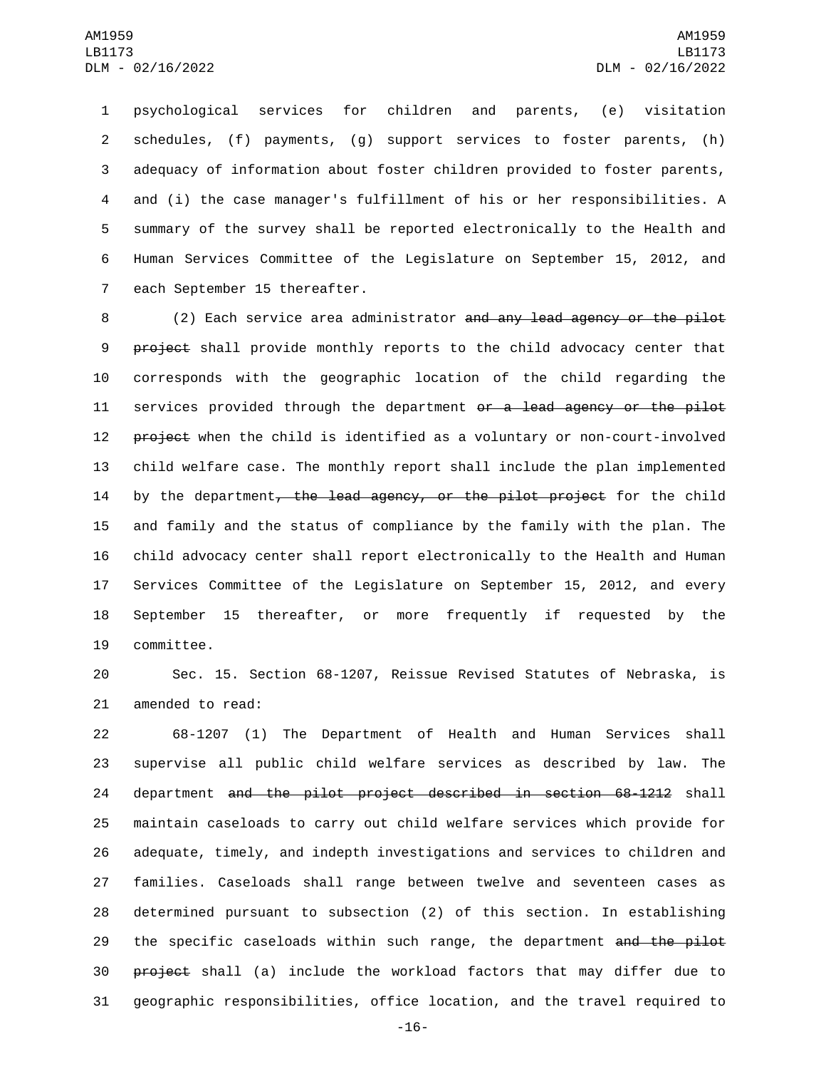psychological services for children and parents, (e) visitation schedules, (f) payments, (g) support services to foster parents, (h) adequacy of information about foster children provided to foster parents, and (i) the case manager's fulfillment of his or her responsibilities. A summary of the survey shall be reported electronically to the Health and Human Services Committee of the Legislature on September 15, 2012, and each September 15 thereafter.

(2) Each service area administrator ~~and any lead agency or the pilot project~~ shall provide monthly reports to the child advocacy center that corresponds with the geographic location of the child regarding the services provided through the department ~~or a lead agency or the pilot project~~ when the child is identified as a voluntary or non-court-involved child welfare case. The monthly report shall include the plan implemented by the department~~, the lead agency, or the pilot project~~ for the child and family and the status of compliance by the family with the plan. The child advocacy center shall report electronically to the Health and Human Services Committee of the Legislature on September 15, 2012, and every September 15 thereafter, or more frequently if requested by the committee.

Sec. 15. Section 68-1207, Reissue Revised Statutes of Nebraska, is amended to read:

68-1207 (1) The Department of Health and Human Services shall supervise all public child welfare services as described by law. The department ~~and the pilot project described in section 68-1212~~ shall maintain caseloads to carry out child welfare services which provide for adequate, timely, and indepth investigations and services to children and families. Caseloads shall range between twelve and seventeen cases as determined pursuant to subsection (2) of this section. In establishing the specific caseloads within such range, the department ~~and the pilot project~~ shall (a) include the workload factors that may differ due to geographic responsibilities, office location, and the travel required to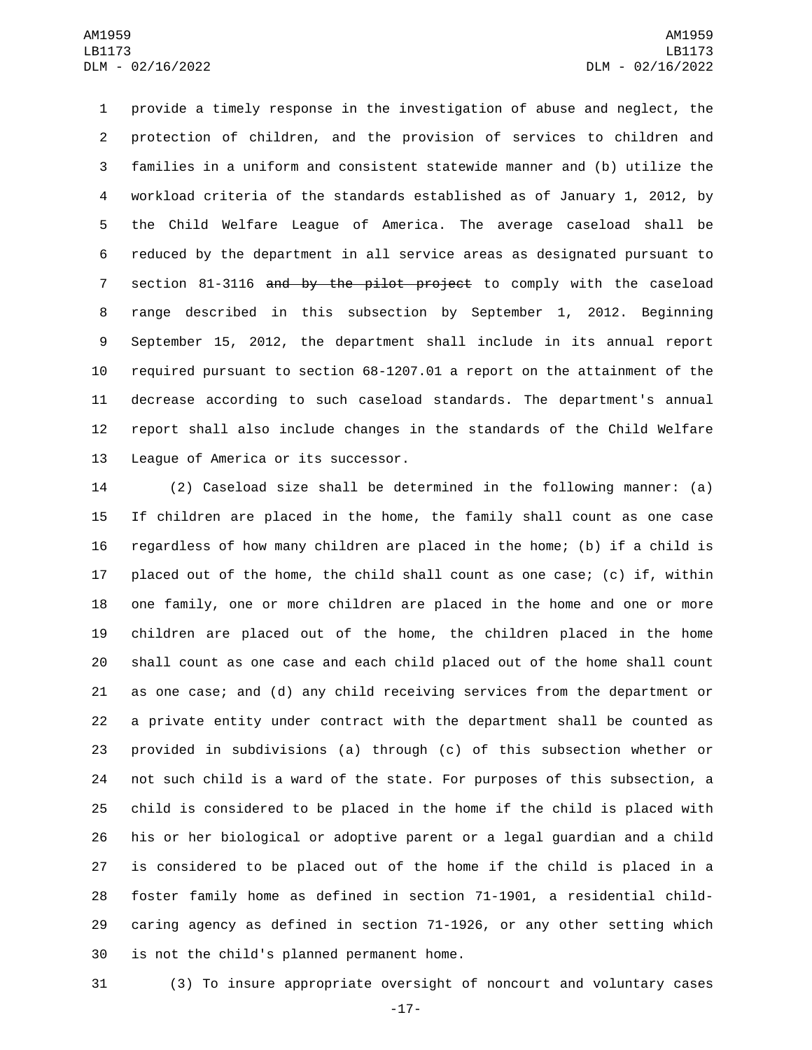provide a timely response in the investigation of abuse and neglect, the protection of children, and the provision of services to children and families in a uniform and consistent statewide manner and (b) utilize the workload criteria of the standards established as of January 1, 2012, by the Child Welfare League of America. The average caseload shall be reduced by the department in all service areas as designated pursuant to section 81-3116 ~~and by the pilot project~~ to comply with the caseload range described in this subsection by September 1, 2012. Beginning September 15, 2012, the department shall include in its annual report required pursuant to section 68-1207.01 a report on the attainment of the decrease according to such caseload standards. The department's annual report shall also include changes in the standards of the Child Welfare League of America or its successor.

(2) Caseload size shall be determined in the following manner: (a) If children are placed in the home, the family shall count as one case regardless of how many children are placed in the home; (b) if a child is placed out of the home, the child shall count as one case; (c) if, within one family, one or more children are placed in the home and one or more children are placed out of the home, the children placed in the home shall count as one case and each child placed out of the home shall count as one case; and (d) any child receiving services from the department or a private entity under contract with the department shall be counted as provided in subdivisions (a) through (c) of this subsection whether or not such child is a ward of the state. For purposes of this subsection, a child is considered to be placed in the home if the child is placed with his or her biological or adoptive parent or a legal guardian and a child is considered to be placed out of the home if the child is placed in a foster family home as defined in section 71-1901, a residential child-caring agency as defined in section 71-1926, or any other setting which is not the child's planned permanent home.

(3) To insure appropriate oversight of noncourt and voluntary cases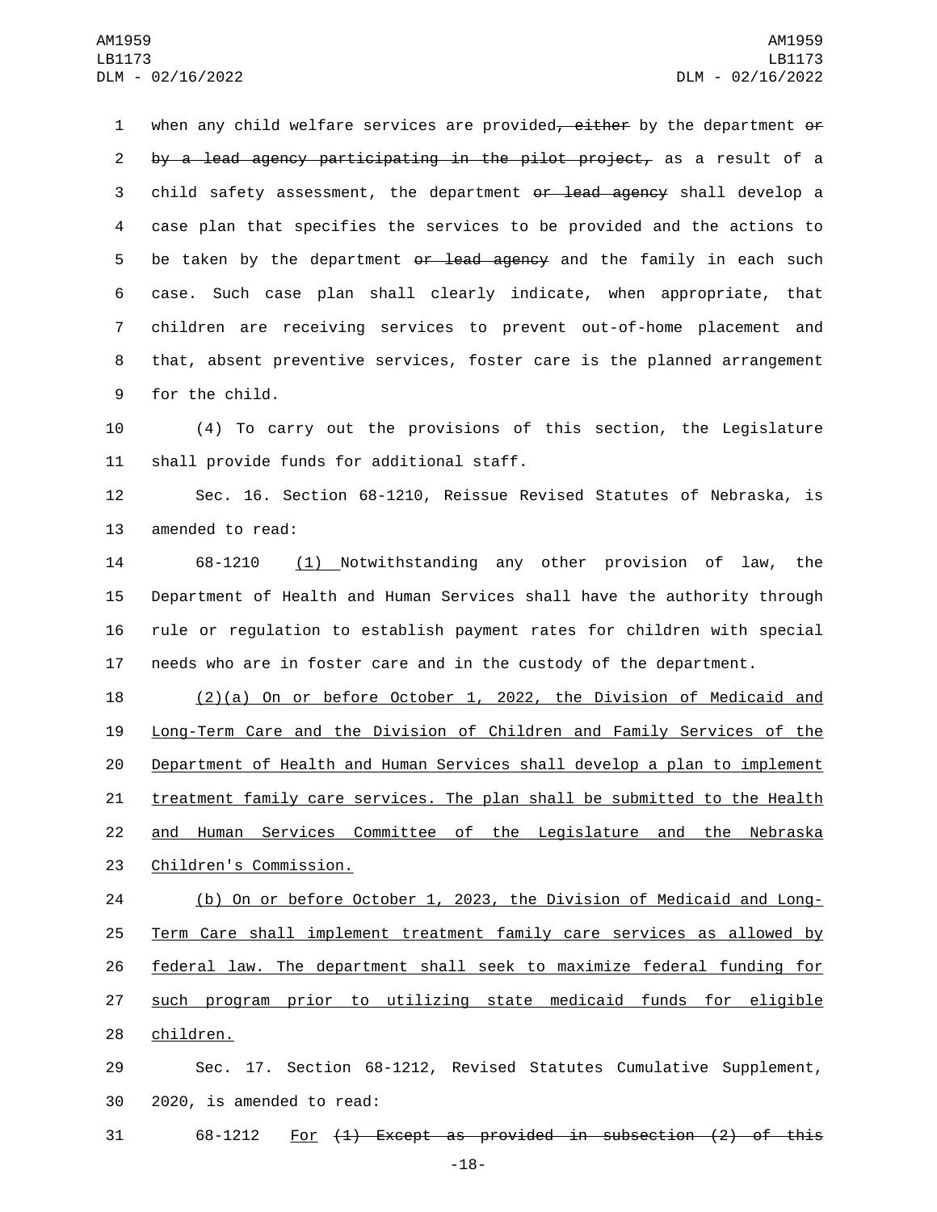when any child welfare services are provided~~, either~~ by the department ~~or by a lead agency participating in the pilot project,~~ as a result of a child safety assessment, the department ~~or lead agency~~ shall develop a case plan that specifies the services to be provided and the actions to be taken by the department ~~or lead agency~~ and the family in each such case. Such case plan shall clearly indicate, when appropriate, that children are receiving services to prevent out-of-home placement and that, absent preventive services, foster care is the planned arrangement for the child.

(4) To carry out the provisions of this section, the Legislature shall provide funds for additional staff.

Sec. 16. Section 68-1210, Reissue Revised Statutes of Nebraska, is amended to read:

68-1210 <u>(1)</u> Notwithstanding any other provision of law, the Department of Health and Human Services shall have the authority through rule or regulation to establish payment rates for children with special needs who are in foster care and in the custody of the department.

<u>(2)(a) On or before October 1, 2022, the Division of Medicaid and Long-Term Care and the Division of Children and Family Services of the Department of Health and Human Services shall develop a plan to implement treatment family care services. The plan shall be submitted to the Health and Human Services Committee of the Legislature and the Nebraska Children's Commission.</u>

<u>(b) On or before October 1, 2023, the Division of Medicaid and Long-Term Care shall implement treatment family care services as allowed by federal law. The department shall seek to maximize federal funding for such program prior to utilizing state medicaid funds for eligible children.</u>

Sec. 17. Section 68-1212, Revised Statutes Cumulative Supplement, 2020, is amended to read:

68-1212 <u>For</u> ~~(1) Except as provided in subsection (2) of this~~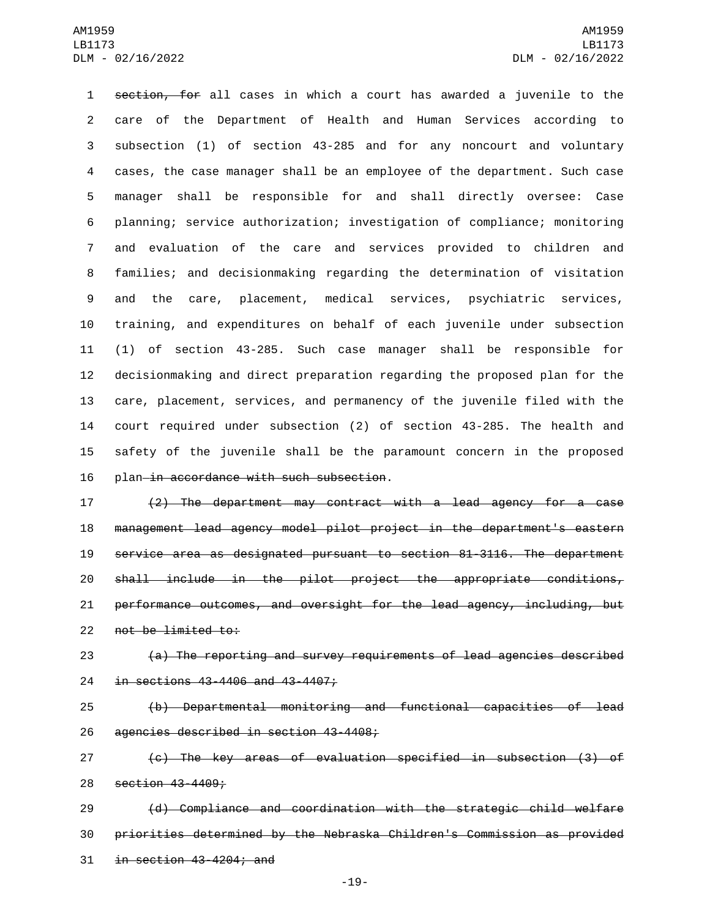~~section, for~~ all cases in which a court has awarded a juvenile to the care of the Department of Health and Human Services according to subsection (1) of section 43-285 and for any noncourt and voluntary cases, the case manager shall be an employee of the department. Such case manager shall be responsible for and shall directly oversee: Case planning; service authorization; investigation of compliance; monitoring and evaluation of the care and services provided to children and families; and decisionmaking regarding the determination of visitation and the care, placement, medical services, psychiatric services, training, and expenditures on behalf of each juvenile under subsection (1) of section 43-285. Such case manager shall be responsible for decisionmaking and direct preparation regarding the proposed plan for the care, placement, services, and permanency of the juvenile filed with the court required under subsection (2) of section 43-285. The health and safety of the juvenile shall be the paramount concern in the proposed plan~~ in accordance with such subsection~~.

~~(2) The department may contract with a lead agency for a case management lead agency model pilot project in the department's eastern service area as designated pursuant to section 81-3116. The department shall include in the pilot project the appropriate conditions, performance outcomes, and oversight for the lead agency, including, but not be limited to:~~

~~(a) The reporting and survey requirements of lead agencies described in sections 43-4406 and 43-4407;~~

~~(b) Departmental monitoring and functional capacities of lead agencies described in section 43-4408;~~

~~(c) The key areas of evaluation specified in subsection (3) of section 43-4409;~~

~~(d) Compliance and coordination with the strategic child welfare priorities determined by the Nebraska Children's Commission as provided in section 43-4204; and~~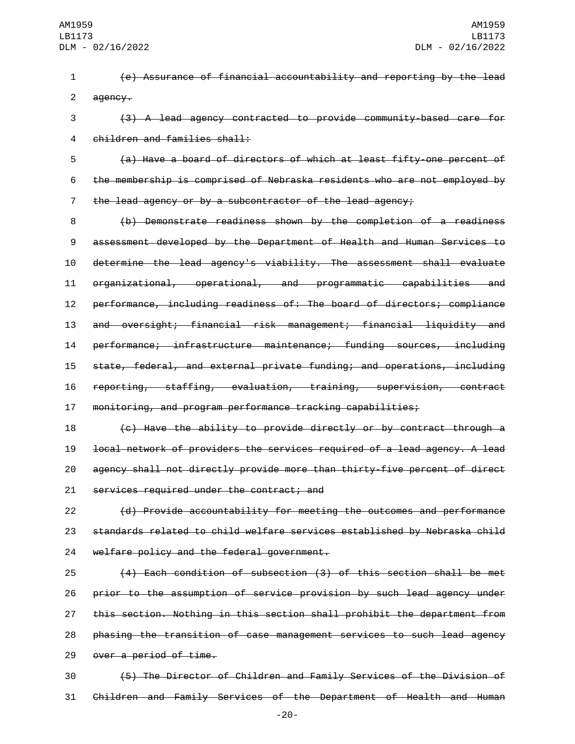~~(e) Assurance of financial accountability and reporting by the lead agency.~~

~~(3) A lead agency contracted to provide community-based care for children and families shall:~~

~~(a) Have a board of directors of which at least fifty-one percent of the membership is comprised of Nebraska residents who are not employed by the lead agency or by a subcontractor of the lead agency;~~

~~(b) Demonstrate readiness shown by the completion of a readiness assessment developed by the Department of Health and Human Services to determine the lead agency's viability. The assessment shall evaluate organizational, operational, and programmatic capabilities and performance, including readiness of: The board of directors; compliance and oversight; financial risk management; financial liquidity and performance; infrastructure maintenance; funding sources, including state, federal, and external private funding; and operations, including reporting, staffing, evaluation, training, supervision, contract monitoring, and program performance tracking capabilities;~~

~~(c) Have the ability to provide directly or by contract through a local network of providers the services required of a lead agency. A lead agency shall not directly provide more than thirty-five percent of direct services required under the contract; and~~

~~(d) Provide accountability for meeting the outcomes and performance standards related to child welfare services established by Nebraska child welfare policy and the federal government.~~

~~(4) Each condition of subsection (3) of this section shall be met prior to the assumption of service provision by such lead agency under this section. Nothing in this section shall prohibit the department from phasing the transition of case management services to such lead agency over a period of time.~~

~~(5) The Director of Children and Family Services of the Division of Children and Family Services of the Department of Health and Human~~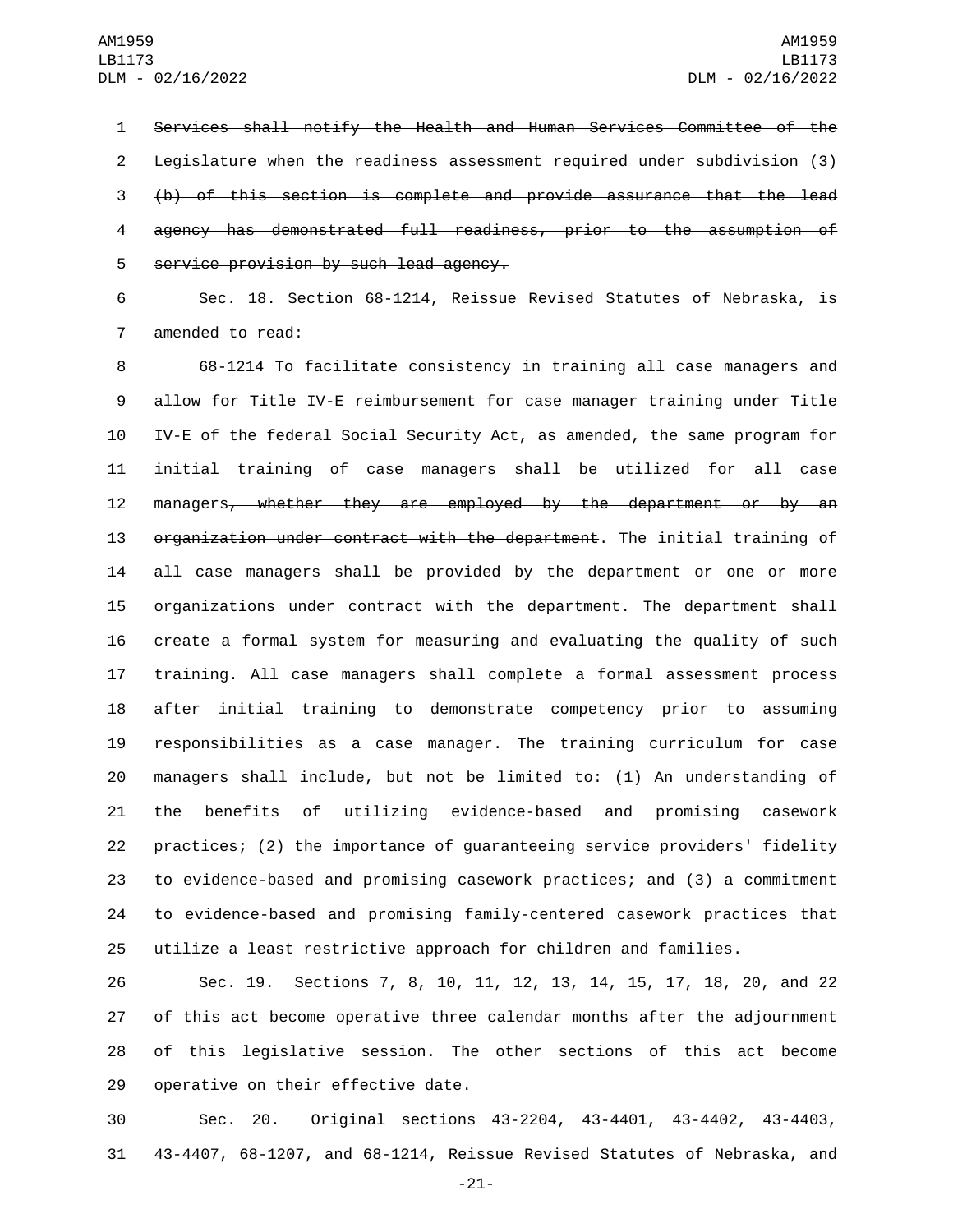~~Services shall notify the Health and Human Services Committee of the Legislature when the readiness assessment required under subdivision (3)(b) of this section is complete and provide assurance that the lead agency has demonstrated full readiness, prior to the assumption of service provision by such lead agency.~~

Sec. 18. Section 68-1214, Reissue Revised Statutes of Nebraska, is amended to read:

68-1214 To facilitate consistency in training all case managers and allow for Title IV-E reimbursement for case manager training under Title IV-E of the federal Social Security Act, as amended, the same program for initial training of case managers shall be utilized for all case managers~~, whether they are employed by the department or by an organization under contract with the department~~. The initial training of all case managers shall be provided by the department or one or more organizations under contract with the department. The department shall create a formal system for measuring and evaluating the quality of such training. All case managers shall complete a formal assessment process after initial training to demonstrate competency prior to assuming responsibilities as a case manager. The training curriculum for case managers shall include, but not be limited to: (1) An understanding of the benefits of utilizing evidence-based and promising casework practices; (2) the importance of guaranteeing service providers' fidelity to evidence-based and promising casework practices; and (3) a commitment to evidence-based and promising family-centered casework practices that utilize a least restrictive approach for children and families.

Sec. 19. Sections 7, 8, 10, 11, 12, 13, 14, 15, 17, 18, 20, and 22 of this act become operative three calendar months after the adjournment of this legislative session. The other sections of this act become operative on their effective date.

Sec. 20. Original sections 43-2204, 43-4401, 43-4402, 43-4403, 43-4407, 68-1207, and 68-1214, Reissue Revised Statutes of Nebraska, and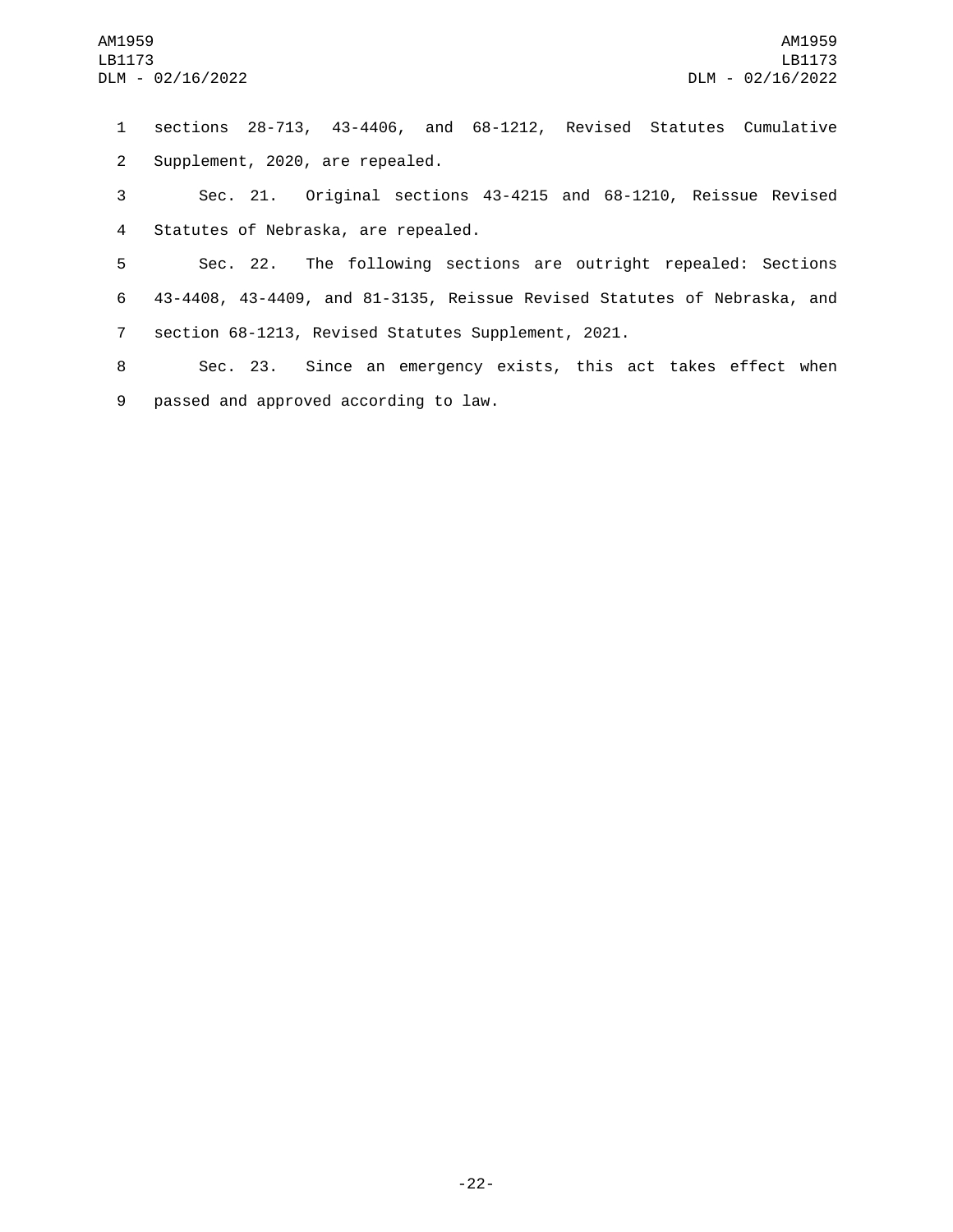sections 28-713, 43-4406, and 68-1212, Revised Statutes Cumulative Supplement, 2020, are repealed.

Sec. 21. Original sections 43-4215 and 68-1210, Reissue Revised Statutes of Nebraska, are repealed.

Sec. 22. The following sections are outright repealed: Sections 43-4408, 43-4409, and 81-3135, Reissue Revised Statutes of Nebraska, and section 68-1213, Revised Statutes Supplement, 2021.

Sec. 23. Since an emergency exists, this act takes effect when passed and approved according to law.